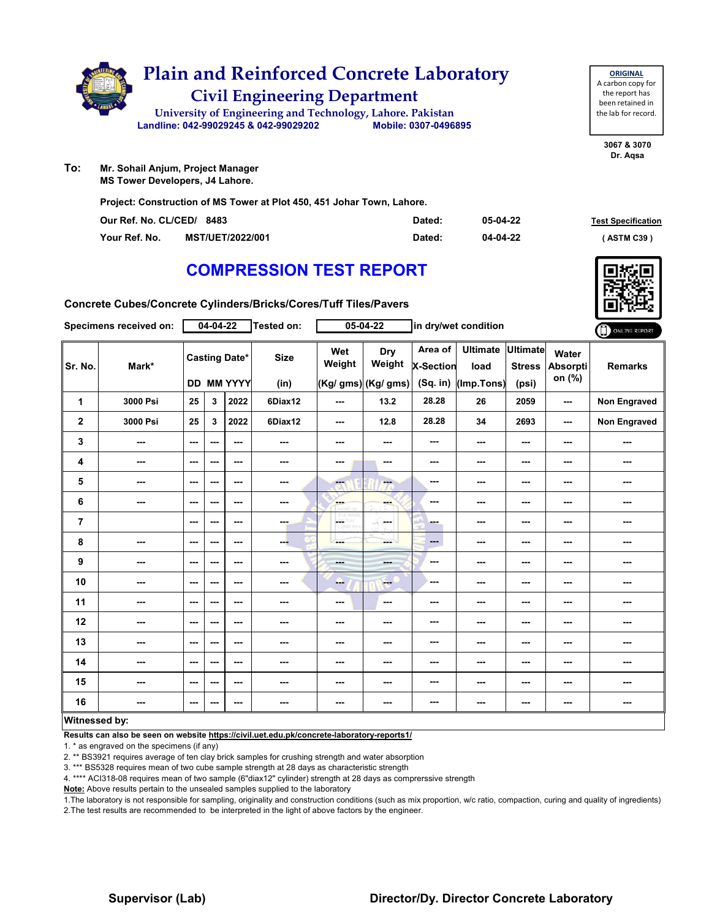# Plain and Reinforced Concrete Laboratory

## Civil Engineering Department

University of Engineering and Technology, Lahore. Pakistan

Landline: 042-99029245 & 042-99029202     Mobile: 0307-0496895

**ORIGINAL**
A carbon copy for the report has been retained in the lab for record.

3067 & 3070
Dr. Aqsa

**To:** Mr. Sohail Anjum, Project Manager
MS Tower Developers, J4 Lahore.

**Project: Construction of MS Tower at Plot 450, 451 Johar Town, Lahore.**

| | | | |
|---|---|---|---|
| Our Ref. No. CL/CED/ 8483 | Dated: | 05-04-22 | Test Specification |
| Your Ref. No. MST/UET/2022/001 | Dated: | 04-04-22 | ( ASTM C39 ) |

# COMPRESSION TEST REPORT

**Concrete Cubes/Concrete Cylinders/Bricks/Cores/Tuff Tiles/Pavers**

Specimens received on: 04-04-22   Tested on: 05-04-22   in dry/wet condition

ONLINE REPORT

| Sr. No. | Mark* | Casting Date* DD | MM | YYYY | Size (in) | Wet Weight (Kg/ gms) | Dry Weight (Kg/ gms) | Area of X-Section (Sq. in) | Ultimate load (Imp.Tons) | Ultimate Stress (psi) | Water Absorption (%) | Remarks |
|---|---|---|---|---|---|---|---|---|---|---|---|---|
| 1 | 3000 Psi | 25 | 3 | 2022 | 6Diax12 | --- | 13.2 | 28.28 | 26 | 2059 | --- | Non Engraved |
| 2 | 3000 Psi | 25 | 3 | 2022 | 6Diax12 | --- | 12.8 | 28.28 | 34 | 2693 | --- | Non Engraved |
| 3 | --- | --- | --- | --- | --- | --- | --- | --- | --- | --- | --- | --- |
| 4 | --- | --- | --- | --- | --- | --- | --- | --- | --- | --- | --- | --- |
| 5 | --- | --- | --- | --- | --- | --- | --- | --- | --- | --- | --- | --- |
| 6 | --- | --- | --- | --- | --- | --- | --- | --- | --- | --- | --- | --- |
| 7 | | --- | --- | --- | --- | --- | --- | --- | --- | --- | --- | --- |
| 8 | --- | --- | --- | --- | --- | --- | --- | --- | --- | --- | --- | --- |
| 9 | --- | --- | --- | --- | --- | --- | --- | --- | --- | --- | --- | --- |
| 10 | --- | --- | --- | --- | --- | --- | --- | --- | --- | --- | --- | --- |
| 11 | --- | --- | --- | --- | --- | --- | --- | --- | --- | --- | --- | --- |
| 12 | --- | --- | --- | --- | --- | --- | --- | --- | --- | --- | --- | --- |
| 13 | --- | --- | --- | --- | --- | --- | --- | --- | --- | --- | --- | --- |
| 14 | --- | --- | --- | --- | --- | --- | --- | --- | --- | --- | --- | --- |
| 15 | --- | --- | --- | --- | --- | --- | --- | --- | --- | --- | --- | --- |
| 16 | --- | --- | --- | --- | --- | --- | --- | --- | --- | --- | --- | --- |

**Witnessed by:**

**Results can also be seen on website https://civil.uet.edu.pk/concrete-laboratory-reports1/**

1. * as engraved on the specimens (if any)
2. ** BS3921 requires average of ten clay brick samples for crushing strength and water absorption
3. *** BS5328 requires mean of two cube sample strength at 28 days as characteristic strength
4. **** ACI318-08 requires mean of two sample (6"diax12" cylinder) strength at 28 days as comprerssive strength

**Note:** Above results pertain to the unsealed samples supplied to the laboratory

1.The laboratory is not responsible for sampling, originality and construction conditions (such as mix proportion, w/c ratio, compaction, curing and quality of ingredients)
2.The test results are recommended to be interpreted in the light of above factors by the engineer.

**Supervisor (Lab)**     **Director/Dy. Director Concrete Laboratory**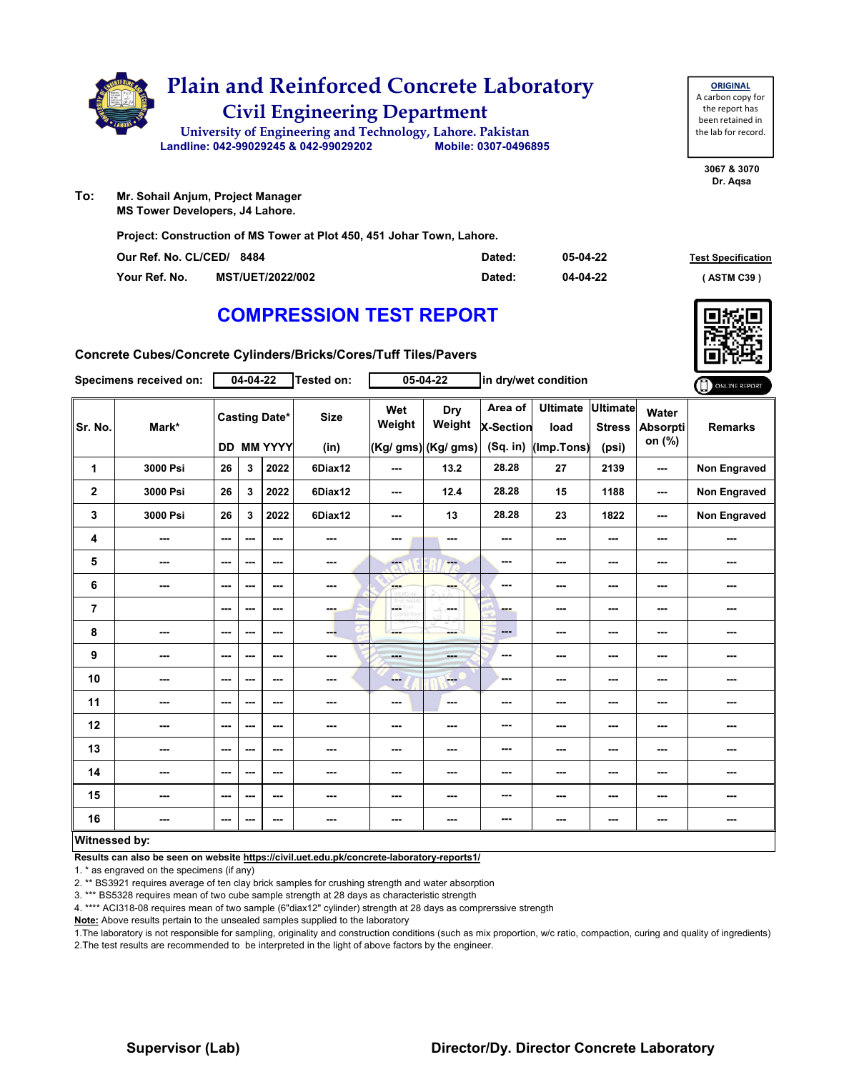# Plain and Reinforced Concrete Laboratory

## Civil Engineering Department

University of Engineering and Technology, Lahore. Pakistan
Landline: 042-99029245 & 042-99029202 Mobile: 0307-0496895

**ORIGINAL**
A carbon copy for the report has been retained in the lab for record.

3067 & 3070
Dr. Aqsa

**To:** Mr. Sohail Anjum, Project Manager
MS Tower Developers, J4 Lahore.

Project: Construction of MS Tower at Plot 450, 451 Johar Town, Lahore.

| | | | |
|---|---|---|---|
| Our Ref. No. CL/CED/ 8484 | Dated: | 05-04-22 | Test Specification |
| Your Ref. No. MST/UET/2022/002 | Dated: | 04-04-22 | ( ASTM C39 ) |

# COMPRESSION TEST REPORT

Concrete Cubes/Concrete Cylinders/Bricks/Cores/Tuff Tiles/Pavers

Specimens received on: 04-04-22 Tested on: 05-04-22 in dry/wet condition

ONLINE REPORT

| Sr. No. | Mark* | Casting Date* DD | MM | YYYY | Size (in) | Wet Weight (Kg/ gms) | Dry Weight (Kg/ gms) | Area of X-Section (Sq. in) | Ultimate load (Imp.Tons) | Ultimate Stress (psi) | Water Absorption (%) | Remarks |
|---|---|---|---|---|---|---|---|---|---|---|---|---|
| 1 | 3000 Psi | 26 | 3 | 2022 | 6Diax12 | --- | 13.2 | 28.28 | 27 | 2139 | --- | Non Engraved |
| 2 | 3000 Psi | 26 | 3 | 2022 | 6Diax12 | --- | 12.4 | 28.28 | 15 | 1188 | --- | Non Engraved |
| 3 | 3000 Psi | 26 | 3 | 2022 | 6Diax12 | --- | 13 | 28.28 | 23 | 1822 | --- | Non Engraved |
| 4 | --- | --- | --- | --- | --- | --- | --- | --- | --- | --- | --- | --- |
| 5 | --- | --- | --- | --- | --- | --- | --- | --- | --- | --- | --- | --- |
| 6 | --- | --- | --- | --- | --- | --- | --- | --- | --- | --- | --- | --- |
| 7 | | --- | --- | --- | --- | --- | --- | --- | --- | --- | --- | --- |
| 8 | --- | --- | --- | --- | --- | --- | --- | --- | --- | --- | --- | --- |
| 9 | --- | --- | --- | --- | --- | --- | --- | --- | --- | --- | --- | --- |
| 10 | --- | --- | --- | --- | --- | --- | --- | --- | --- | --- | --- | --- |
| 11 | --- | --- | --- | --- | --- | --- | --- | --- | --- | --- | --- | --- |
| 12 | --- | --- | --- | --- | --- | --- | --- | --- | --- | --- | --- | --- |
| 13 | --- | --- | --- | --- | --- | --- | --- | --- | --- | --- | --- | --- |
| 14 | --- | --- | --- | --- | --- | --- | --- | --- | --- | --- | --- | --- |
| 15 | --- | --- | --- | --- | --- | --- | --- | --- | --- | --- | --- | --- |
| 16 | --- | --- | --- | --- | --- | --- | --- | --- | --- | --- | --- | --- |

**Witnessed by:**

**Results can also be seen on website https://civil.uet.edu.pk/concrete-laboratory-reports1/**

1. * as engraved on the specimens (if any)
2. ** BS3921 requires average of ten clay brick samples for crushing strength and water absorption
3. *** BS5328 requires mean of two cube sample strength at 28 days as characteristic strength
4. **** ACI318-08 requires mean of two sample (6"diax12" cylinder) strength at 28 days as comprerssive strength

**Note:** Above results pertain to the unsealed samples supplied to the laboratory

1.The laboratory is not responsible for sampling, originality and construction conditions (such as mix proportion, w/c ratio, compaction, curing and quality of ingredients)
2.The test results are recommended to be interpreted in the light of above factors by the engineer.

**Supervisor (Lab)** **Director/Dy. Director Concrete Laboratory**